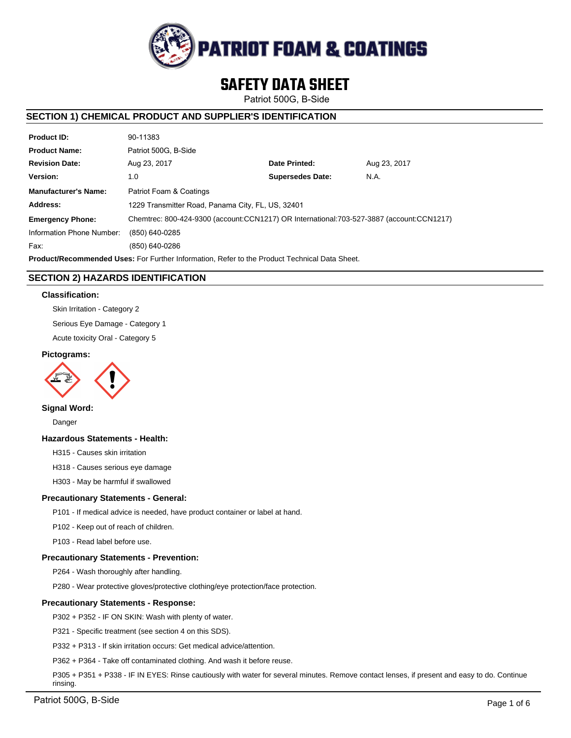# SAFETY DATA SHEET

Patriot 500G, B-Side

## SECTION 1) CHEMICAL PRODUCT AND SUPPLIER'S IDENTIFICATION

| | | | |
|---|---|---|---|
| **Product ID:** | 90-11383 | | |
| **Product Name:** | Patriot 500G, B-Side | | |
| **Revision Date:** | Aug 23, 2017 | **Date Printed:** | Aug 23, 2017 |
| **Version:** | 1.0 | **Supersedes Date:** | N.A. |
| **Manufacturer's Name:** | Patriot Foam & Coatings | | |
| **Address:** | 1229 Transmitter Road, Panama City, FL, US, 32401 | | |
| **Emergency Phone:** | Chemtrec: 800-424-9300 (account:CCN1217) OR International:703-527-3887 (account:CCN1217) | | |
| Information Phone Number: | (850) 640-0285 | | |
| Fax: | (850) 640-0286 | | |

**Product/Recommended Uses:** For Further Information, Refer to the Product Technical Data Sheet.

## SECTION 2) HAZARDS IDENTIFICATION

### Classification:

Skin Irritation - Category 2

Serious Eye Damage - Category 1

Acute toxicity Oral - Category 5

### Pictograms:

### Signal Word:

Danger

### Hazardous Statements - Health:

H315 - Causes skin irritation

H318 - Causes serious eye damage

H303 - May be harmful if swallowed

### Precautionary Statements - General:

P101 - If medical advice is needed, have product container or label at hand.

P102 - Keep out of reach of children.

P103 - Read label before use.

### Precautionary Statements - Prevention:

P264 - Wash thoroughly after handling.

P280 - Wear protective gloves/protective clothing/eye protection/face protection.

### Precautionary Statements - Response:

P302 + P352 - IF ON SKIN: Wash with plenty of water.

P321 - Specific treatment (see section 4 on this SDS).

P332 + P313 - If skin irritation occurs: Get medical advice/attention.

P362 + P364 - Take off contaminated clothing. And wash it before reuse.

P305 + P351 + P338 - IF IN EYES: Rinse cautiously with water for several minutes. Remove contact lenses, if present and easy to do. Continue rinsing.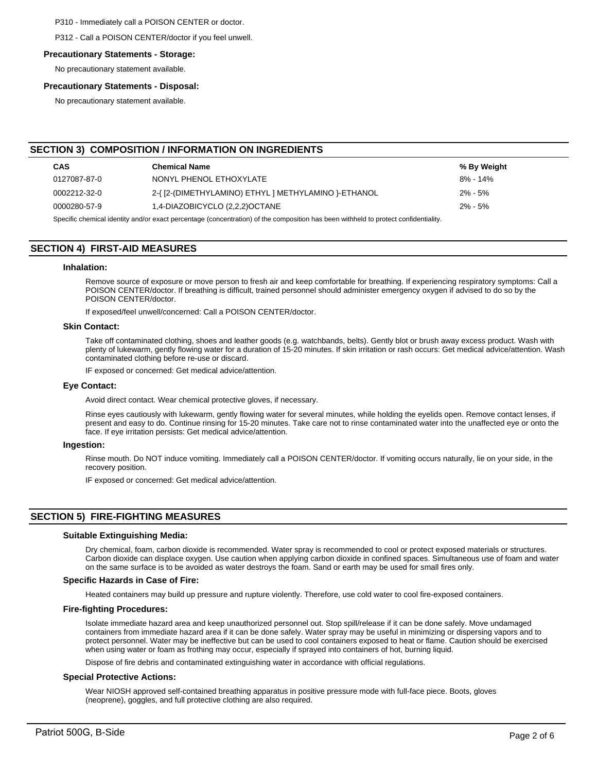P310 - Immediately call a POISON CENTER or doctor.

P312 - Call a POISON CENTER/doctor if you feel unwell.

### Precautionary Statements - Storage:

No precautionary statement available.

### Precautionary Statements - Disposal:

No precautionary statement available.

## SECTION 3) COMPOSITION / INFORMATION ON INGREDIENTS

| CAS | Chemical Name | % By Weight |
|---|---|---|
| 0127087-87-0 | NONYL PHENOL ETHOXYLATE | 8% - 14% |
| 0002212-32-0 | 2-{ [2-(DIMETHYLAMINO) ETHYL ] METHYLAMINO }-ETHANOL | 2% - 5% |
| 0000280-57-9 | 1,4-DIAZOBICYCLO (2,2,2)OCTANE | 2% - 5% |

Specific chemical identity and/or exact percentage (concentration) of the composition has been withheld to protect confidentiality.

## SECTION 4) FIRST-AID MEASURES

### Inhalation:

Remove source of exposure or move person to fresh air and keep comfortable for breathing. If experiencing respiratory symptoms: Call a POISON CENTER/doctor. If breathing is difficult, trained personnel should administer emergency oxygen if advised to do so by the POISON CENTER/doctor.

If exposed/feel unwell/concerned: Call a POISON CENTER/doctor.

### Skin Contact:

Take off contaminated clothing, shoes and leather goods (e.g. watchbands, belts). Gently blot or brush away excess product. Wash with plenty of lukewarm, gently flowing water for a duration of 15-20 minutes. If skin irritation or rash occurs: Get medical advice/attention. Wash contaminated clothing before re-use or discard.

IF exposed or concerned: Get medical advice/attention.

### Eye Contact:

Avoid direct contact. Wear chemical protective gloves, if necessary.

Rinse eyes cautiously with lukewarm, gently flowing water for several minutes, while holding the eyelids open. Remove contact lenses, if present and easy to do. Continue rinsing for 15-20 minutes. Take care not to rinse contaminated water into the unaffected eye or onto the face. If eye irritation persists: Get medical advice/attention.

### Ingestion:

Rinse mouth. Do NOT induce vomiting. Immediately call a POISON CENTER/doctor. If vomiting occurs naturally, lie on your side, in the recovery position.

IF exposed or concerned: Get medical advice/attention.

## SECTION 5) FIRE-FIGHTING MEASURES

### Suitable Extinguishing Media:

Dry chemical, foam, carbon dioxide is recommended. Water spray is recommended to cool or protect exposed materials or structures. Carbon dioxide can displace oxygen. Use caution when applying carbon dioxide in confined spaces. Simultaneous use of foam and water on the same surface is to be avoided as water destroys the foam. Sand or earth may be used for small fires only.

### Specific Hazards in Case of Fire:

Heated containers may build up pressure and rupture violently. Therefore, use cold water to cool fire-exposed containers.

### Fire-fighting Procedures:

Isolate immediate hazard area and keep unauthorized personnel out. Stop spill/release if it can be done safely. Move undamaged containers from immediate hazard area if it can be done safely. Water spray may be useful in minimizing or dispersing vapors and to protect personnel. Water may be ineffective but can be used to cool containers exposed to heat or flame. Caution should be exercised when using water or foam as frothing may occur, especially if sprayed into containers of hot, burning liquid.

Dispose of fire debris and contaminated extinguishing water in accordance with official regulations.

### Special Protective Actions:

Wear NIOSH approved self-contained breathing apparatus in positive pressure mode with full-face piece. Boots, gloves (neoprene), goggles, and full protective clothing are also required.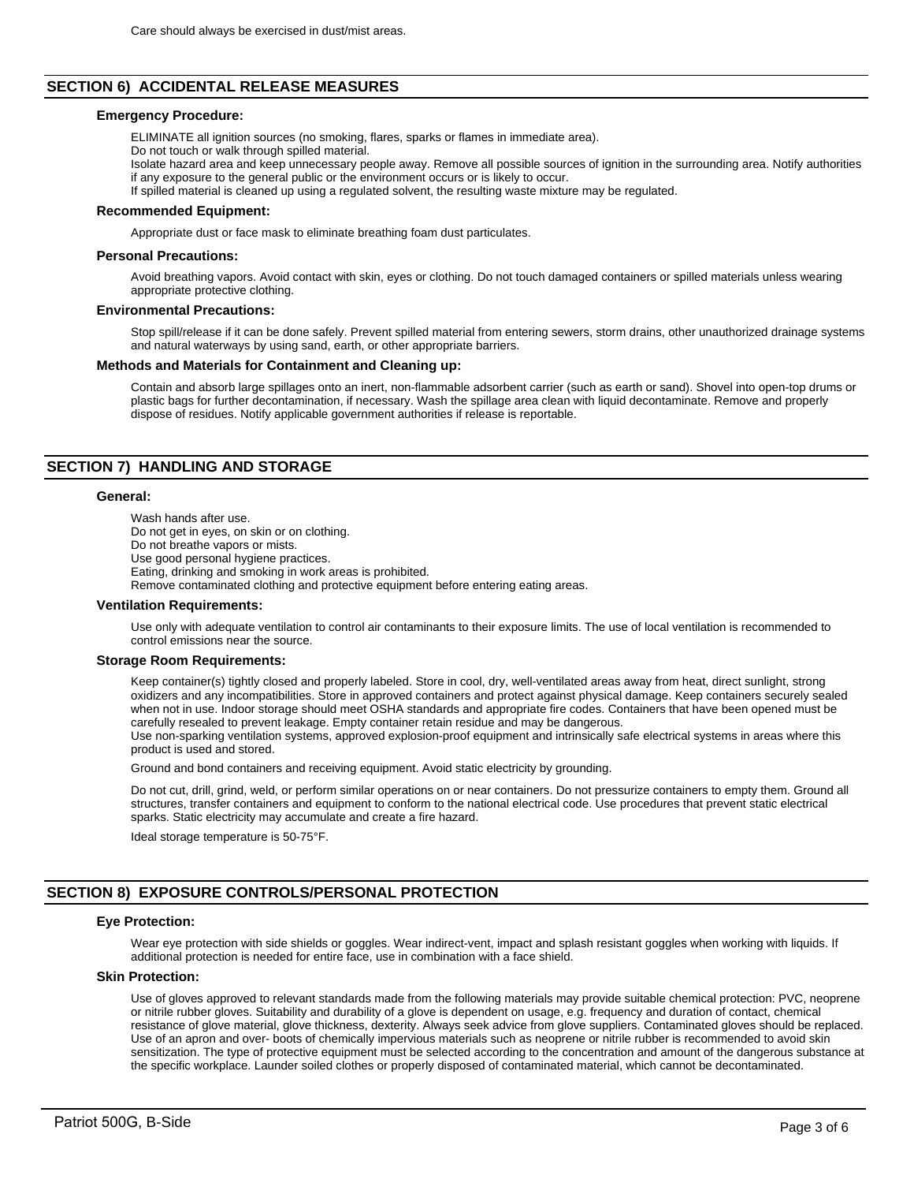Care should always be exercised in dust/mist areas.

## SECTION 6) ACCIDENTAL RELEASE MEASURES

### Emergency Procedure:

ELIMINATE all ignition sources (no smoking, flares, sparks or flames in immediate area).
Do not touch or walk through spilled material.
Isolate hazard area and keep unnecessary people away. Remove all possible sources of ignition in the surrounding area. Notify authorities if any exposure to the general public or the environment occurs or is likely to occur.
If spilled material is cleaned up using a regulated solvent, the resulting waste mixture may be regulated.

### Recommended Equipment:

Appropriate dust or face mask to eliminate breathing foam dust particulates.

### Personal Precautions:

Avoid breathing vapors. Avoid contact with skin, eyes or clothing. Do not touch damaged containers or spilled materials unless wearing appropriate protective clothing.

### Environmental Precautions:

Stop spill/release if it can be done safely. Prevent spilled material from entering sewers, storm drains, other unauthorized drainage systems and natural waterways by using sand, earth, or other appropriate barriers.

### Methods and Materials for Containment and Cleaning up:

Contain and absorb large spillages onto an inert, non-flammable adsorbent carrier (such as earth or sand). Shovel into open-top drums or plastic bags for further decontamination, if necessary. Wash the spillage area clean with liquid decontaminate. Remove and properly dispose of residues. Notify applicable government authorities if release is reportable.

## SECTION 7) HANDLING AND STORAGE

### General:

Wash hands after use.
Do not get in eyes, on skin or on clothing.
Do not breathe vapors or mists.
Use good personal hygiene practices.
Eating, drinking and smoking in work areas is prohibited.
Remove contaminated clothing and protective equipment before entering eating areas.

### Ventilation Requirements:

Use only with adequate ventilation to control air contaminants to their exposure limits. The use of local ventilation is recommended to control emissions near the source.

### Storage Room Requirements:

Keep container(s) tightly closed and properly labeled. Store in cool, dry, well-ventilated areas away from heat, direct sunlight, strong oxidizers and any incompatibilities. Store in approved containers and protect against physical damage. Keep containers securely sealed when not in use. Indoor storage should meet OSHA standards and appropriate fire codes. Containers that have been opened must be carefully resealed to prevent leakage. Empty container retain residue and may be dangerous.
Use non-sparking ventilation systems, approved explosion-proof equipment and intrinsically safe electrical systems in areas where this product is used and stored.

Ground and bond containers and receiving equipment. Avoid static electricity by grounding.

Do not cut, drill, grind, weld, or perform similar operations on or near containers. Do not pressurize containers to empty them. Ground all structures, transfer containers and equipment to conform to the national electrical code. Use procedures that prevent static electrical sparks. Static electricity may accumulate and create a fire hazard.

Ideal storage temperature is 50-75°F.

## SECTION 8) EXPOSURE CONTROLS/PERSONAL PROTECTION

### Eye Protection:

Wear eye protection with side shields or goggles. Wear indirect-vent, impact and splash resistant goggles when working with liquids. If additional protection is needed for entire face, use in combination with a face shield.

### Skin Protection:

Use of gloves approved to relevant standards made from the following materials may provide suitable chemical protection: PVC, neoprene or nitrile rubber gloves. Suitability and durability of a glove is dependent on usage, e.g. frequency and duration of contact, chemical resistance of glove material, glove thickness, dexterity. Always seek advice from glove suppliers. Contaminated gloves should be replaced. Use of an apron and over- boots of chemically impervious materials such as neoprene or nitrile rubber is recommended to avoid skin sensitization. The type of protective equipment must be selected according to the concentration and amount of the dangerous substance at the specific workplace. Launder soiled clothes or properly disposed of contaminated material, which cannot be decontaminated.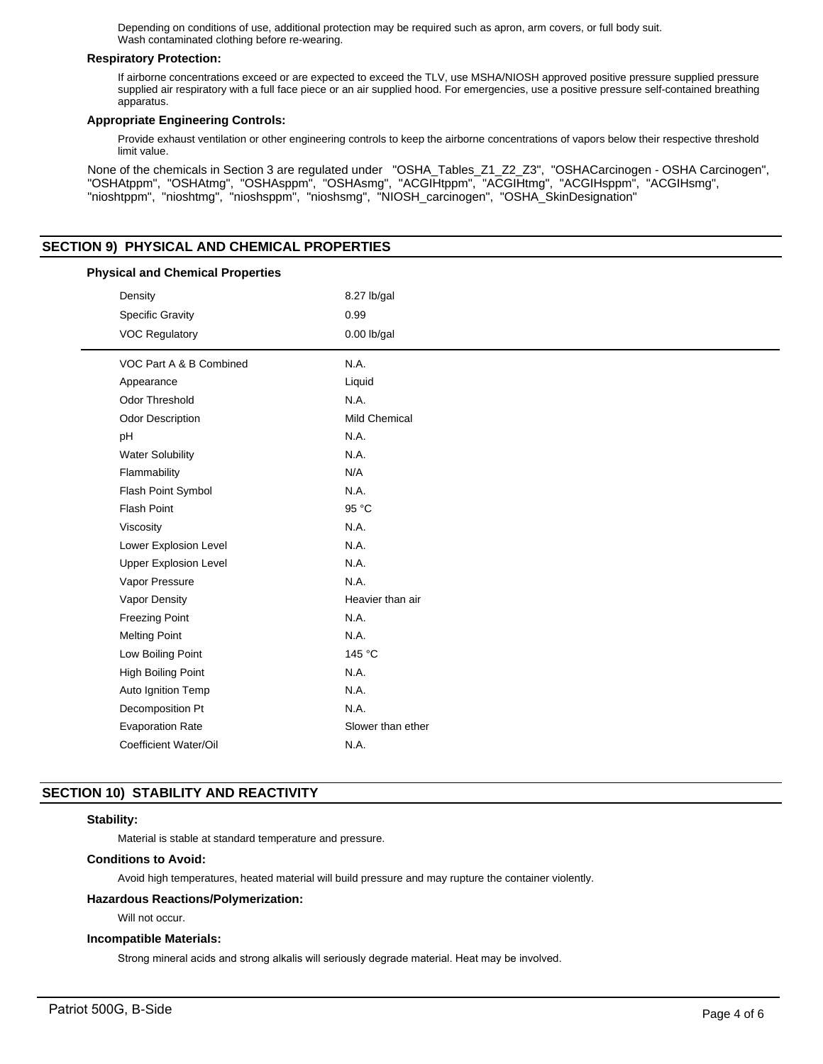Depending on conditions of use, additional protection may be required such as apron, arm covers, or full body suit.
Wash contaminated clothing before re-wearing.

**Respiratory Protection:**

If airborne concentrations exceed or are expected to exceed the TLV, use MSHA/NIOSH approved positive pressure supplied pressure supplied air respiratory with a full face piece or an air supplied hood. For emergencies, use a positive pressure self-contained breathing apparatus.

**Appropriate Engineering Controls:**

Provide exhaust ventilation or other engineering controls to keep the airborne concentrations of vapors below their respective threshold limit value.

None of the chemicals in Section 3 are regulated under "OSHA_Tables_Z1_Z2_Z3", "OSHACarcinogen - OSHA Carcinogen", "OSHAtppm", "OSHAtmg", "OSHAsppm", "OSHAsmg", "ACGIHtppm", "ACGIHtmg", "ACGIHsppm", "ACGIHsmg", "nioshtppm", "nioshtmg", "nioshsppm", "nioshsmg", "NIOSH_carcinogen", "OSHA_SkinDesignation"

## SECTION 9) PHYSICAL AND CHEMICAL PROPERTIES

**Physical and Chemical Properties**

| Property | Value |
|---|---|
| Density | 8.27 lb/gal |
| Specific Gravity | 0.99 |
| VOC Regulatory | 0.00 lb/gal |
| VOC Part A & B Combined | N.A. |
| Appearance | Liquid |
| Odor Threshold | N.A. |
| Odor Description | Mild Chemical |
| pH | N.A. |
| Water Solubility | N.A. |
| Flammability | N/A |
| Flash Point Symbol | N.A. |
| Flash Point | 95 °C |
| Viscosity | N.A. |
| Lower Explosion Level | N.A. |
| Upper Explosion Level | N.A. |
| Vapor Pressure | N.A. |
| Vapor Density | Heavier than air |
| Freezing Point | N.A. |
| Melting Point | N.A. |
| Low Boiling Point | 145 °C |
| High Boiling Point | N.A. |
| Auto Ignition Temp | N.A. |
| Decomposition Pt | N.A. |
| Evaporation Rate | Slower than ether |
| Coefficient Water/Oil | N.A. |

## SECTION 10) STABILITY AND REACTIVITY

**Stability:**

Material is stable at standard temperature and pressure.

**Conditions to Avoid:**

Avoid high temperatures, heated material will build pressure and may rupture the container violently.

**Hazardous Reactions/Polymerization:**

Will not occur.

**Incompatible Materials:**

Strong mineral acids and strong alkalis will seriously degrade material. Heat may be involved.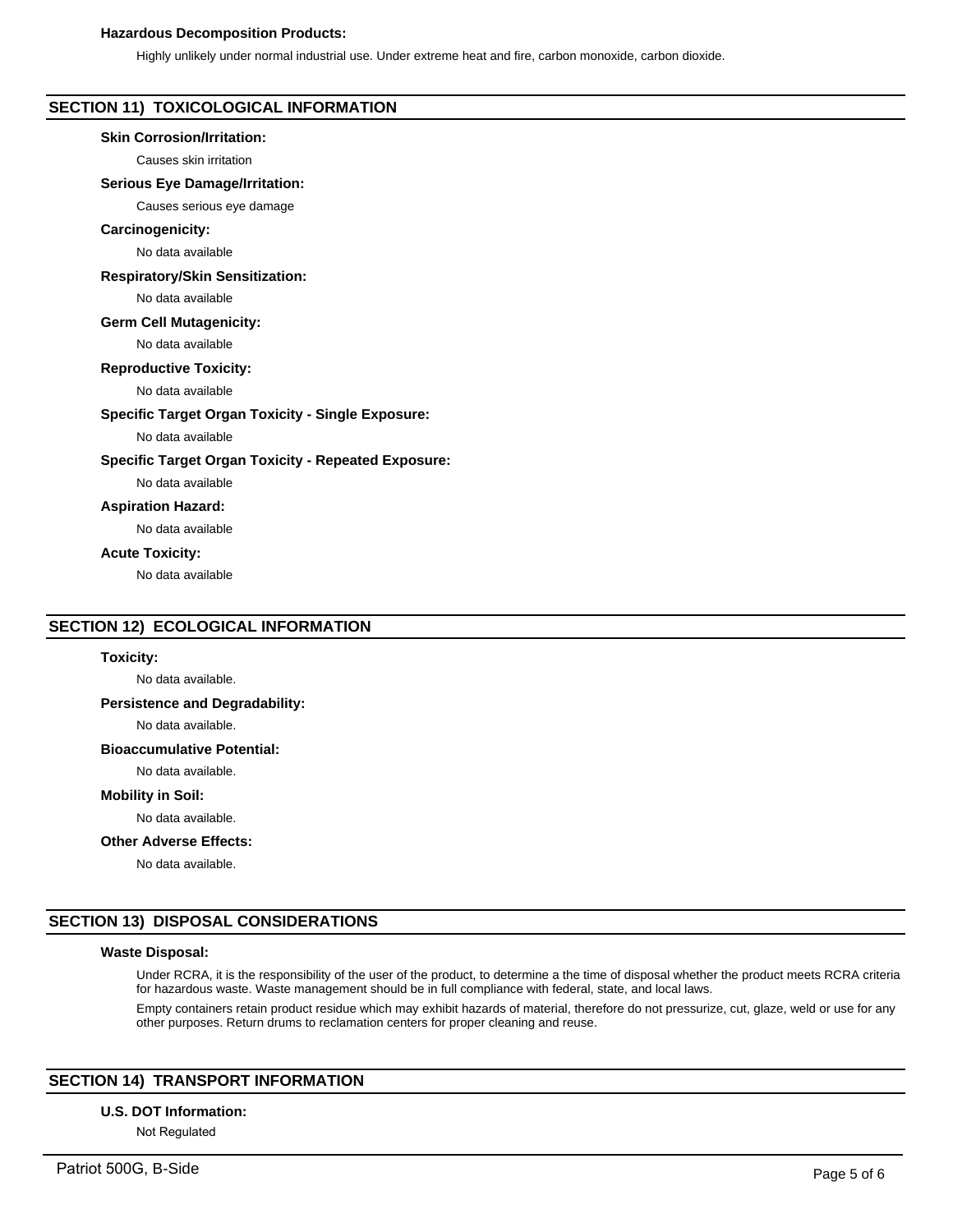### Hazardous Decomposition Products:

Highly unlikely under normal industrial use. Under extreme heat and fire, carbon monoxide, carbon dioxide.

## SECTION 11) TOXICOLOGICAL INFORMATION

### Skin Corrosion/Irritation:

Causes skin irritation

### Serious Eye Damage/Irritation:

Causes serious eye damage

### Carcinogenicity:

No data available

### Respiratory/Skin Sensitization:

No data available

### Germ Cell Mutagenicity:

No data available

### Reproductive Toxicity:

No data available

### Specific Target Organ Toxicity - Single Exposure:

No data available

### Specific Target Organ Toxicity - Repeated Exposure:

No data available

### Aspiration Hazard:

No data available

### Acute Toxicity:

No data available

## SECTION 12) ECOLOGICAL INFORMATION

### Toxicity:

No data available.

### Persistence and Degradability:

No data available.

### Bioaccumulative Potential:

No data available.

### Mobility in Soil:

No data available.

### Other Adverse Effects:

No data available.

## SECTION 13) DISPOSAL CONSIDERATIONS

### Waste Disposal:

Under RCRA, it is the responsibility of the user of the product, to determine a the time of disposal whether the product meets RCRA criteria for hazardous waste. Waste management should be in full compliance with federal, state, and local laws.

Empty containers retain product residue which may exhibit hazards of material, therefore do not pressurize, cut, glaze, weld or use for any other purposes. Return drums to reclamation centers for proper cleaning and reuse.

## SECTION 14) TRANSPORT INFORMATION

### U.S. DOT Information:

Not Regulated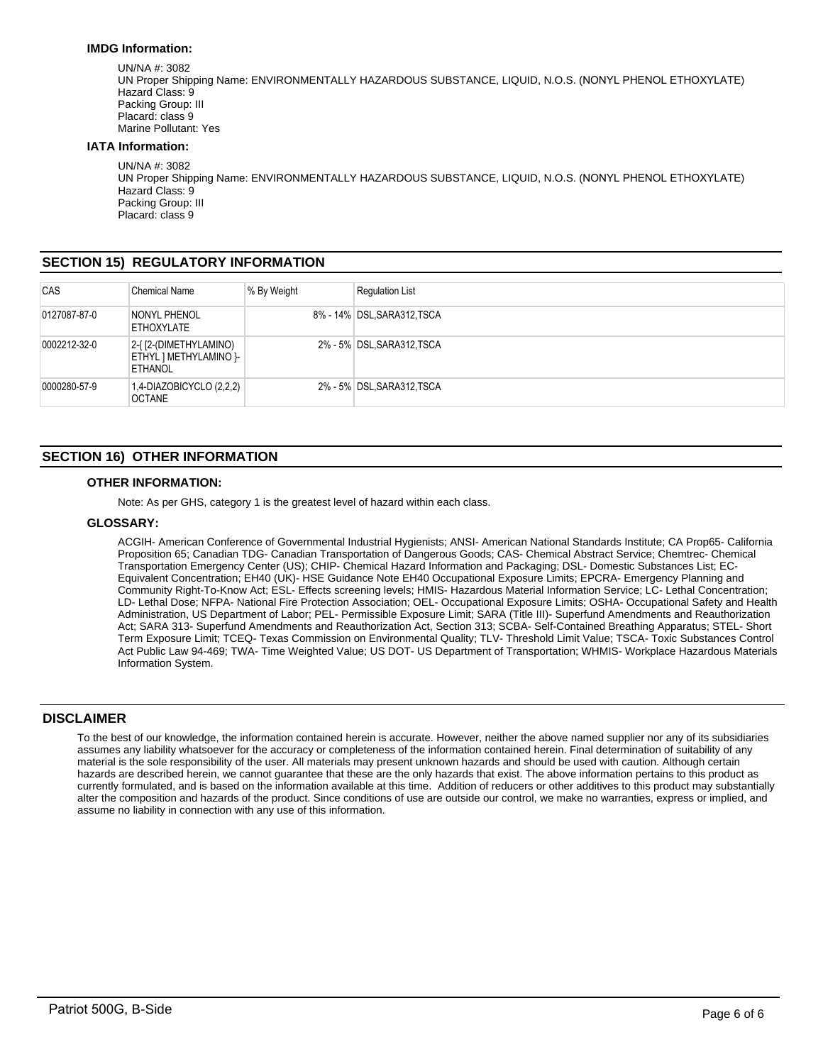### IMDG Information:

UN/NA #: 3082
UN Proper Shipping Name: ENVIRONMENTALLY HAZARDOUS SUBSTANCE, LIQUID, N.O.S. (NONYL PHENOL ETHOXYLATE)
Hazard Class: 9
Packing Group: III
Placard: class 9
Marine Pollutant: Yes

### IATA Information:

UN/NA #: 3082
UN Proper Shipping Name: ENVIRONMENTALLY HAZARDOUS SUBSTANCE, LIQUID, N.O.S. (NONYL PHENOL ETHOXYLATE)
Hazard Class: 9
Packing Group: III
Placard: class 9

## SECTION 15) REGULATORY INFORMATION

| CAS | Chemical Name | % By Weight | Regulation List |
|---|---|---|---|
| 0127087-87-0 | NONYL PHENOL ETHOXYLATE | 8% - 14% | DSL,SARA312,TSCA |
| 0002212-32-0 | 2-{ [2-(DIMETHYLAMINO) ETHYL ] METHYLAMINO }- ETHANOL | 2% - 5% | DSL,SARA312,TSCA |
| 0000280-57-9 | 1,4-DIAZOBICYCLO (2,2,2) OCTANE | 2% - 5% | DSL,SARA312,TSCA |

## SECTION 16) OTHER INFORMATION

### OTHER INFORMATION:

Note: As per GHS, category 1 is the greatest level of hazard within each class.

### GLOSSARY:

ACGIH- American Conference of Governmental Industrial Hygienists; ANSI- American National Standards Institute; CA Prop65- California Proposition 65; Canadian TDG- Canadian Transportation of Dangerous Goods; CAS- Chemical Abstract Service; Chemtrec- Chemical Transportation Emergency Center (US); CHIP- Chemical Hazard Information and Packaging; DSL- Domestic Substances List; EC- Equivalent Concentration; EH40 (UK)- HSE Guidance Note EH40 Occupational Exposure Limits; EPCRA- Emergency Planning and Community Right-To-Know Act; ESL- Effects screening levels; HMIS- Hazardous Material Information Service; LC- Lethal Concentration; LD- Lethal Dose; NFPA- National Fire Protection Association; OEL- Occupational Exposure Limits; OSHA- Occupational Safety and Health Administration, US Department of Labor; PEL- Permissible Exposure Limit; SARA (Title III)- Superfund Amendments and Reauthorization Act; SARA 313- Superfund Amendments and Reauthorization Act, Section 313; SCBA- Self-Contained Breathing Apparatus; STEL- Short Term Exposure Limit; TCEQ- Texas Commission on Environmental Quality; TLV- Threshold Limit Value; TSCA- Toxic Substances Control Act Public Law 94-469; TWA- Time Weighted Value; US DOT- US Department of Transportation; WHMIS- Workplace Hazardous Materials Information System.

## DISCLAIMER

To the best of our knowledge, the information contained herein is accurate. However, neither the above named supplier nor any of its subsidiaries assumes any liability whatsoever for the accuracy or completeness of the information contained herein. Final determination of suitability of any material is the sole responsibility of the user. All materials may present unknown hazards and should be used with caution. Although certain hazards are described herein, we cannot guarantee that these are the only hazards that exist. The above information pertains to this product as currently formulated, and is based on the information available at this time. Addition of reducers or other additives to this product may substantially alter the composition and hazards of the product. Since conditions of use are outside our control, we make no warranties, express or implied, and assume no liability in connection with any use of this information.